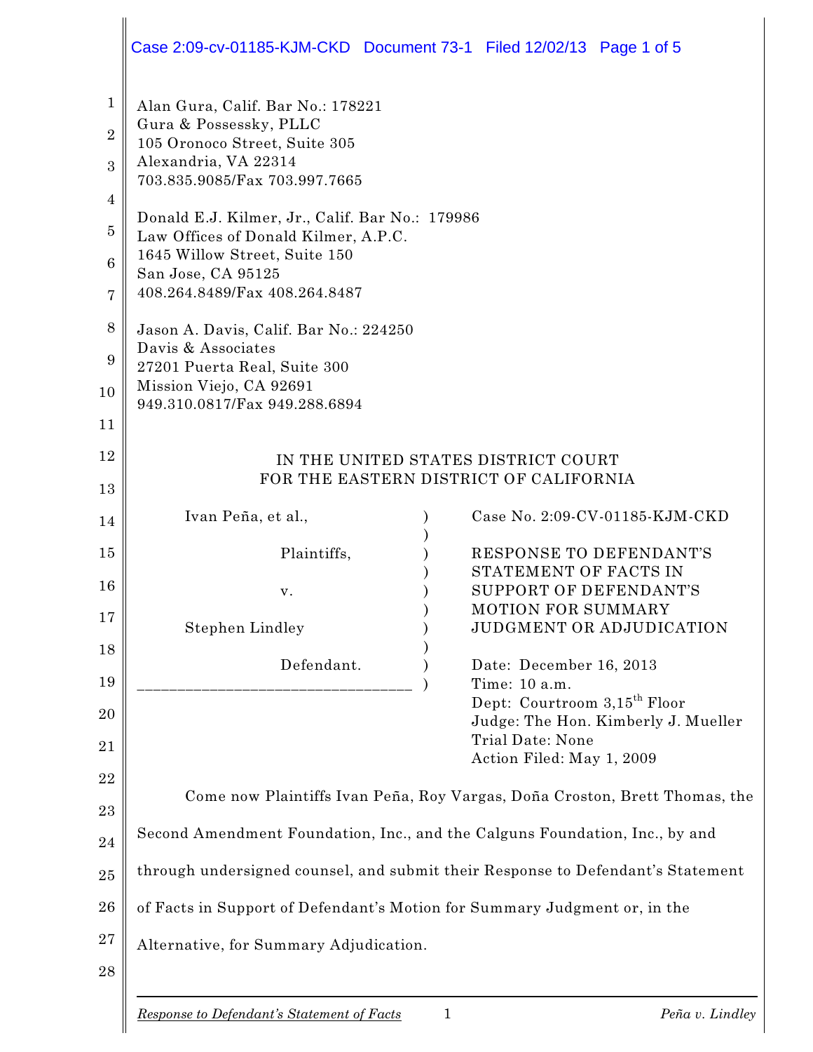Alan Gura, Calif. Bar No.: 178221
Gura & Possessky, PLLC
105 Oronoco Street, Suite 305
Alexandria, VA 22314
703.835.9085/Fax 703.997.7665

Donald E.J. Kilmer, Jr., Calif. Bar No.: 179986
Law Offices of Donald Kilmer, A.P.C.
1645 Willow Street, Suite 150
San Jose, CA 95125
408.264.8489/Fax 408.264.8487

Jason A. Davis, Calif. Bar No.: 224250
Davis & Associates
27201 Puerta Real, Suite 300
Mission Viejo, CA 92691
949.310.0817/Fax 949.288.6894

IN THE UNITED STATES DISTRICT COURT
FOR THE EASTERN DISTRICT OF CALIFORNIA

| | |
|---|---|
| Ivan Peña, et al., Plaintiffs, v. Stephen Lindley Defendant. | Case No. 2:09-CV-01185-KJM-CKD<br><br>RESPONSE TO DEFENDANT'S STATEMENT OF FACTS IN SUPPORT OF DEFENDANT'S MOTION FOR SUMMARY JUDGMENT OR ADJUDICATION<br><br>Date: December 16, 2013<br>Time: 10 a.m.<br>Dept: Courtroom 3, 15th Floor<br>Judge: The Hon. Kimberly J. Mueller<br>Trial Date: None<br>Action Filed: May 1, 2009 |

Come now Plaintiffs Ivan Peña, Roy Vargas, Doña Croston, Brett Thomas, the Second Amendment Foundation, Inc., and the Calguns Foundation, Inc., by and through undersigned counsel, and submit their Response to Defendant's Statement of Facts in Support of Defendant's Motion for Summary Judgment or, in the Alternative, for Summary Adjudication.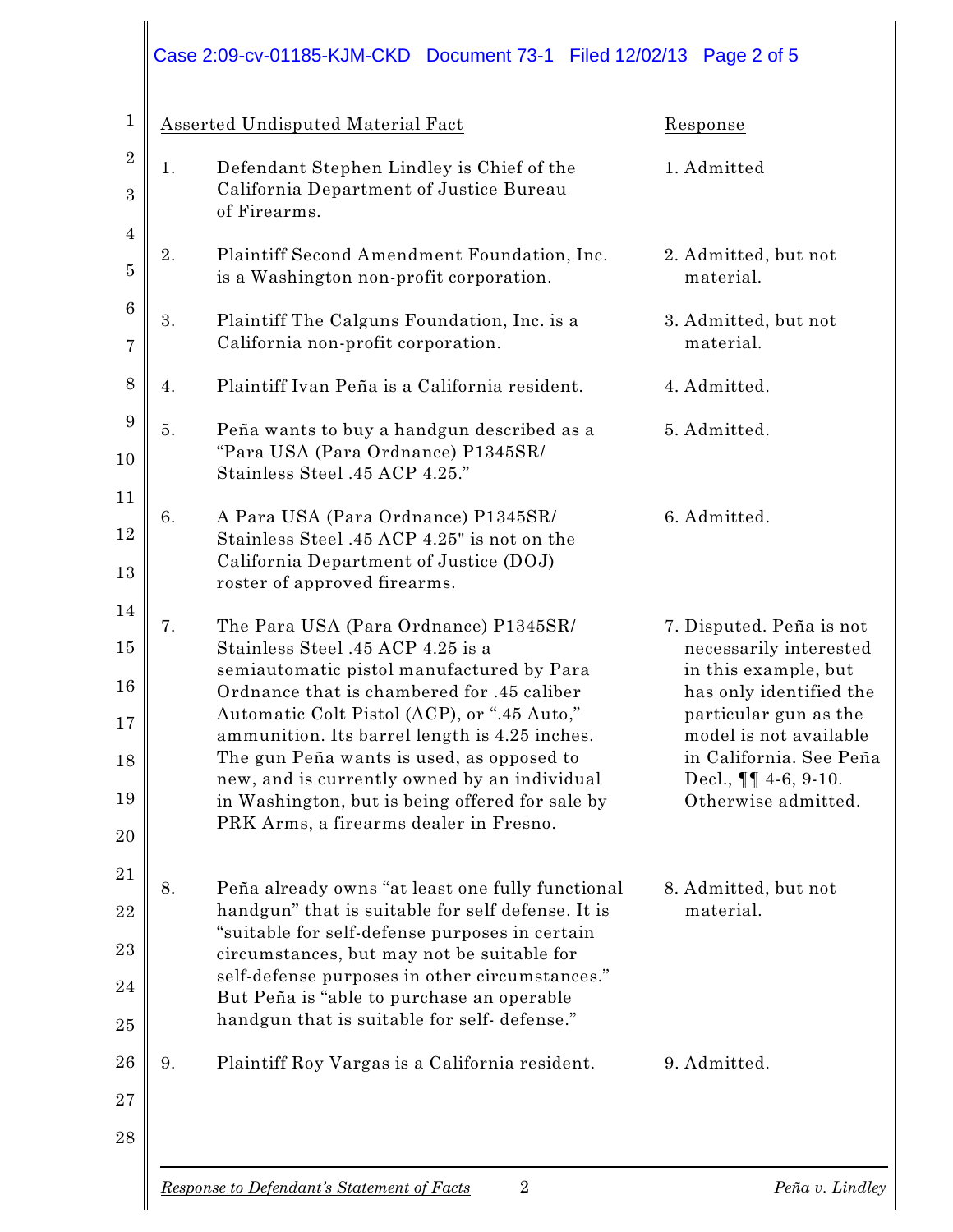| Asserted Undisputed Material Fact | Response |
|---|---|
| 1. Defendant Stephen Lindley is Chief of the California Department of Justice Bureau of Firearms. | 1. Admitted |
| 2. Plaintiff Second Amendment Foundation, Inc. is a Washington non-profit corporation. | 2. Admitted, but not material. |
| 3. Plaintiff The Calguns Foundation, Inc. is a California non-profit corporation. | 3. Admitted, but not material. |
| 4. Plaintiff Ivan Peña is a California resident. | 4. Admitted. |
| 5. Peña wants to buy a handgun described as a "Para USA (Para Ordnance) P1345SR/ Stainless Steel .45 ACP 4.25." | 5. Admitted. |
| 6. A Para USA (Para Ordnance) P1345SR/ Stainless Steel .45 ACP 4.25" is not on the California Department of Justice (DOJ) roster of approved firearms. | 6. Admitted. |
| 7. The Para USA (Para Ordnance) P1345SR/ Stainless Steel .45 ACP 4.25 is a semiautomatic pistol manufactured by Para Ordnance that is chambered for .45 caliber Automatic Colt Pistol (ACP), or ".45 Auto," ammunition. Its barrel length is 4.25 inches. The gun Peña wants is used, as opposed to new, and is currently owned by an individual in Washington, but is being offered for sale by PRK Arms, a firearms dealer in Fresno. | 7. Disputed. Peña is not necessarily interested in this example, but has only identified the particular gun as the model is not available in California. See Peña Decl., ¶¶ 4-6, 9-10. Otherwise admitted. |
| 8. Peña already owns "at least one fully functional handgun" that is suitable for self defense. It is "suitable for self-defense purposes in certain circumstances, but may not be suitable for self-defense purposes in other circumstances." But Peña is "able to purchase an operable handgun that is suitable for self- defense." | 8. Admitted, but not material. |
| 9. Plaintiff Roy Vargas is a California resident. | 9. Admitted. |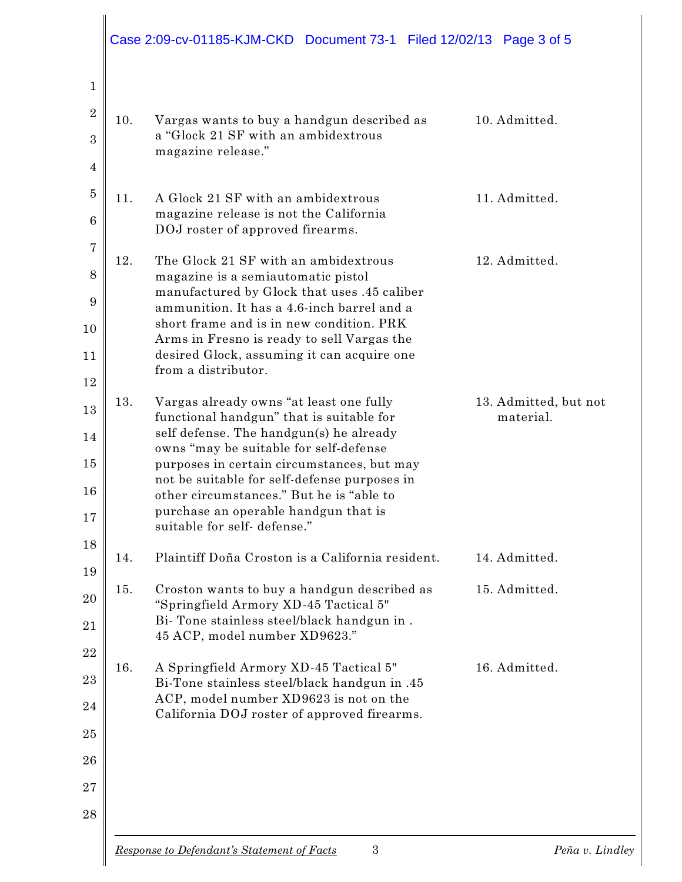| | | |
|---|---|---|
| 10. | Vargas wants to buy a handgun described as a "Glock 21 SF with an ambidextrous magazine release." | 10. Admitted. |
| 11. | A Glock 21 SF with an ambidextrous magazine release is not the California DOJ roster of approved firearms. | 11. Admitted. |
| 12. | The Glock 21 SF with an ambidextrous magazine is a semiautomatic pistol manufactured by Glock that uses .45 caliber ammunition. It has a 4.6-inch barrel and a short frame and is in new condition. PRK Arms in Fresno is ready to sell Vargas the desired Glock, assuming it can acquire one from a distributor. | 12. Admitted. |
| 13. | Vargas already owns "at least one fully functional handgun" that is suitable for self defense. The handgun(s) he already owns "may be suitable for self-defense purposes in certain circumstances, but may not be suitable for self-defense purposes in other circumstances." But he is "able to purchase an operable handgun that is suitable for self- defense." | 13. Admitted, but not material. |
| 14. | Plaintiff Doña Croston is a California resident. | 14. Admitted. |
| 15. | Croston wants to buy a handgun described as "Springfield Armory XD-45 Tactical 5" Bi- Tone stainless steel/black handgun in . 45 ACP, model number XD9623." | 15. Admitted. |
| 16. | A Springfield Armory XD-45 Tactical 5" Bi-Tone stainless steel/black handgun in .45 ACP, model number XD9623 is not on the California DOJ roster of approved firearms. | 16. Admitted. |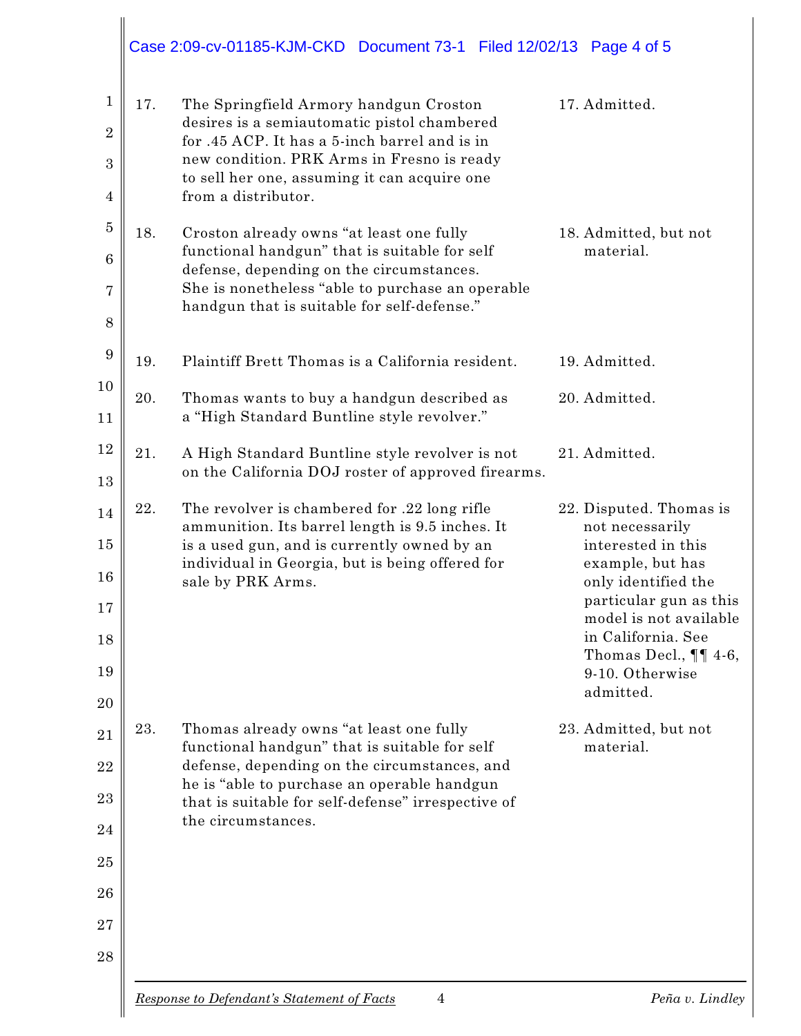| | | |
|---|---|---|
| 17. | The Springfield Armory handgun Croston desires is a semiautomatic pistol chambered for .45 ACP. It has a 5-inch barrel and is in new condition. PRK Arms in Fresno is ready to sell her one, assuming it can acquire one from a distributor. | 17. Admitted. |
| 18. | Croston already owns "at least one fully functional handgun" that is suitable for self defense, depending on the circumstances. She is nonetheless "able to purchase an operable handgun that is suitable for self-defense." | 18. Admitted, but not material. |
| 19. | Plaintiff Brett Thomas is a California resident. | 19. Admitted. |
| 20. | Thomas wants to buy a handgun described as a "High Standard Buntline style revolver." | 20. Admitted. |
| 21. | A High Standard Buntline style revolver is not on the California DOJ roster of approved firearms. | 21. Admitted. |
| 22. | The revolver is chambered for .22 long rifle ammunition. Its barrel length is 9.5 inches. It is a used gun, and is currently owned by an individual in Georgia, but is being offered for sale by PRK Arms. | 22. Disputed. Thomas is not necessarily interested in this example, but has only identified the particular gun as this model is not available in California. See Thomas Decl., ¶¶ 4-6, 9-10. Otherwise admitted. |
| 23. | Thomas already owns "at least one fully functional handgun" that is suitable for self defense, depending on the circumstances, and he is "able to purchase an operable handgun that is suitable for self-defense" irrespective of the circumstances. | 23. Admitted, but not material. |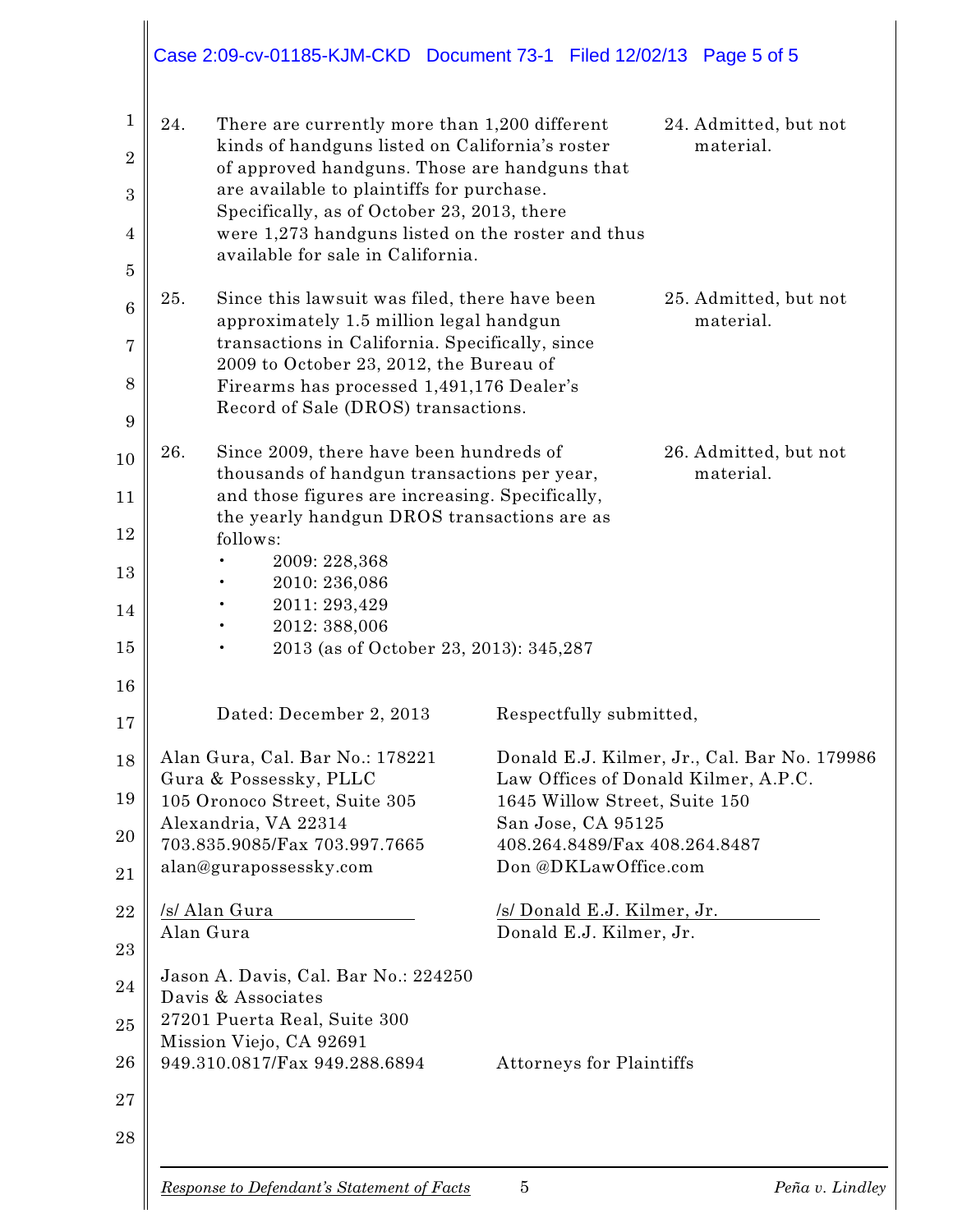| | | |
|---|---|---|
| 24. | There are currently more than 1,200 different kinds of handguns listed on California's roster of approved handguns. Those are handguns that are available to plaintiffs for purchase. Specifically, as of October 23, 2013, there were 1,273 handguns listed on the roster and thus available for sale in California. | 24. Admitted, but not material. |
| 25. | Since this lawsuit was filed, there have been approximately 1.5 million legal handgun transactions in California. Specifically, since 2009 to October 23, 2012, the Bureau of Firearms has processed 1,491,176 Dealer's Record of Sale (DROS) transactions. | 25. Admitted, but not material. |
| 26. | Since 2009, there have been hundreds of thousands of handgun transactions per year, and those figures are increasing. Specifically, the yearly handgun DROS transactions are as follows: • 2009: 228,368 • 2010: 236,086 • 2011: 293,429 • 2012: 388,006 • 2013 (as of October 23, 2013): 345,287 | 26. Admitted, but not material. |

Dated: December 2, 2013

Respectfully submitted,

Alan Gura, Cal. Bar No.: 178221
Gura & Possessky, PLLC
105 Oronoco Street, Suite 305
Alexandria, VA 22314
703.835.9085/Fax 703.997.7665
alan@gurapossessky.com

/s/ Alan Gura
Alan Gura

Donald E.J. Kilmer, Jr., Cal. Bar No. 179986
Law Offices of Donald Kilmer, A.P.C.
1645 Willow Street, Suite 150
San Jose, CA 95125
408.264.8489/Fax 408.264.8487
Don @DKLawOffice.com

/s/ Donald E.J. Kilmer, Jr.
Donald E.J. Kilmer, Jr.

Jason A. Davis, Cal. Bar No.: 224250
Davis & Associates
27201 Puerta Real, Suite 300
Mission Viejo, CA 92691
949.310.0817/Fax 949.288.6894

Attorneys for Plaintiffs